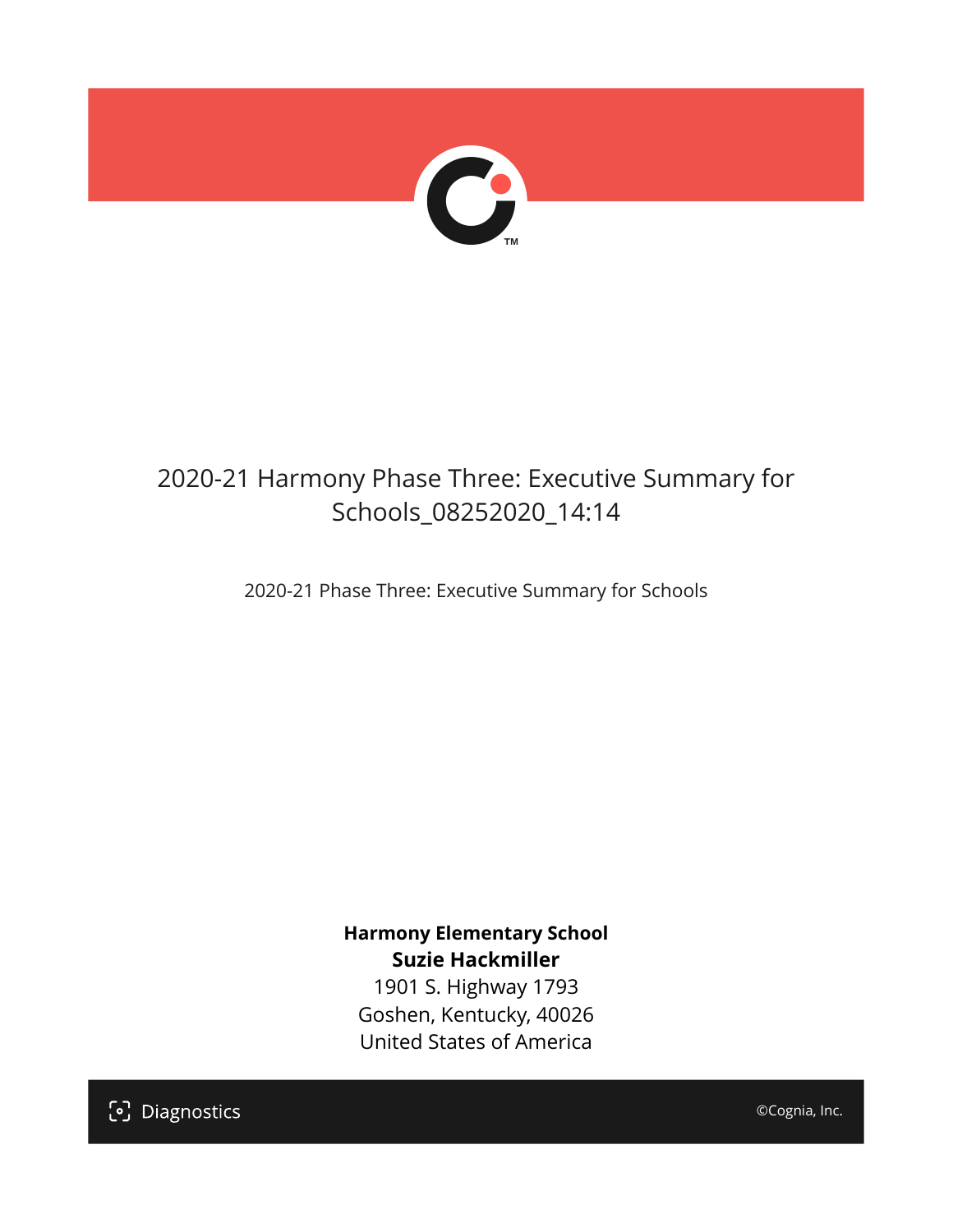# 2020-21 Harmony Phase Three: Executive Summary for Schools_08252020_14:14

2020-21 Phase Three: Executive Summary for Schools

**Harmony Elementary School**
**Suzie Hackmiller**
1901 S. Highway 1793
Goshen, Kentucky, 40026
United States of America

Diagnostics

©Cognia, Inc.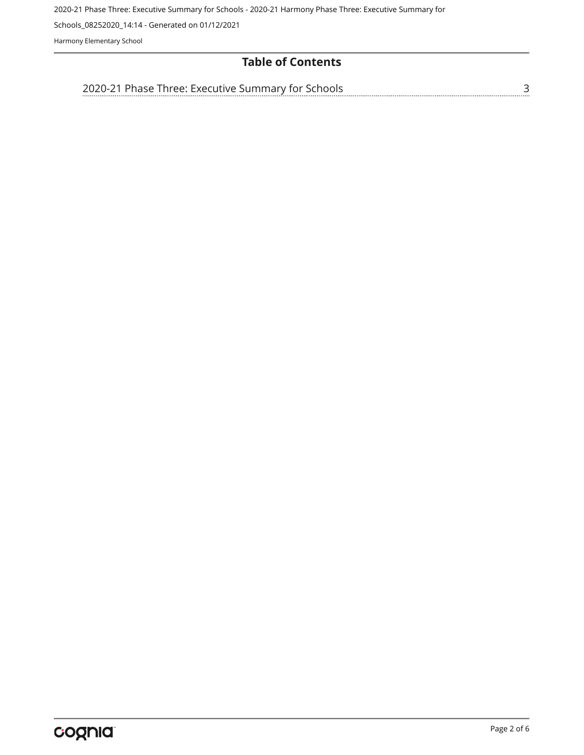# Table of Contents

2020-21 Phase Three: Executive Summary for Schools ........................................ 3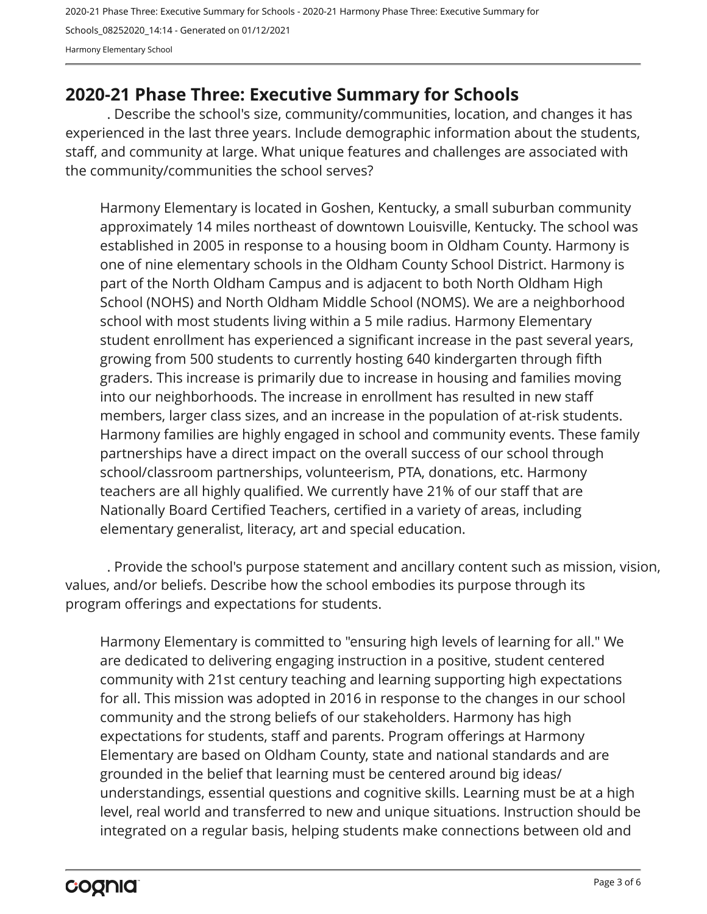## 2020-21 Phase Three: Executive Summary for Schools

. Describe the school's size, community/communities, location, and changes it has experienced in the last three years. Include demographic information about the students, staff, and community at large. What unique features and challenges are associated with the community/communities the school serves?

Harmony Elementary is located in Goshen, Kentucky, a small suburban community approximately 14 miles northeast of downtown Louisville, Kentucky. The school was established in 2005 in response to a housing boom in Oldham County. Harmony is one of nine elementary schools in the Oldham County School District. Harmony is part of the North Oldham Campus and is adjacent to both North Oldham High School (NOHS) and North Oldham Middle School (NOMS). We are a neighborhood school with most students living within a 5 mile radius. Harmony Elementary student enrollment has experienced a significant increase in the past several years, growing from 500 students to currently hosting 640 kindergarten through fifth graders. This increase is primarily due to increase in housing and families moving into our neighborhoods. The increase in enrollment has resulted in new staff members, larger class sizes, and an increase in the population of at-risk students. Harmony families are highly engaged in school and community events. These family partnerships have a direct impact on the overall success of our school through school/classroom partnerships, volunteerism, PTA, donations, etc. Harmony teachers are all highly qualified. We currently have 21% of our staff that are Nationally Board Certified Teachers, certified in a variety of areas, including elementary generalist, literacy, art and special education.

. Provide the school's purpose statement and ancillary content such as mission, vision, values, and/or beliefs. Describe how the school embodies its purpose through its program offerings and expectations for students.

Harmony Elementary is committed to "ensuring high levels of learning for all." We are dedicated to delivering engaging instruction in a positive, student centered community with 21st century teaching and learning supporting high expectations for all. This mission was adopted in 2016 in response to the changes in our school community and the strong beliefs of our stakeholders. Harmony has high expectations for students, staff and parents. Program offerings at Harmony Elementary are based on Oldham County, state and national standards and are grounded in the belief that learning must be centered around big ideas/ understandings, essential questions and cognitive skills. Learning must be at a high level, real world and transferred to new and unique situations. Instruction should be integrated on a regular basis, helping students make connections between old and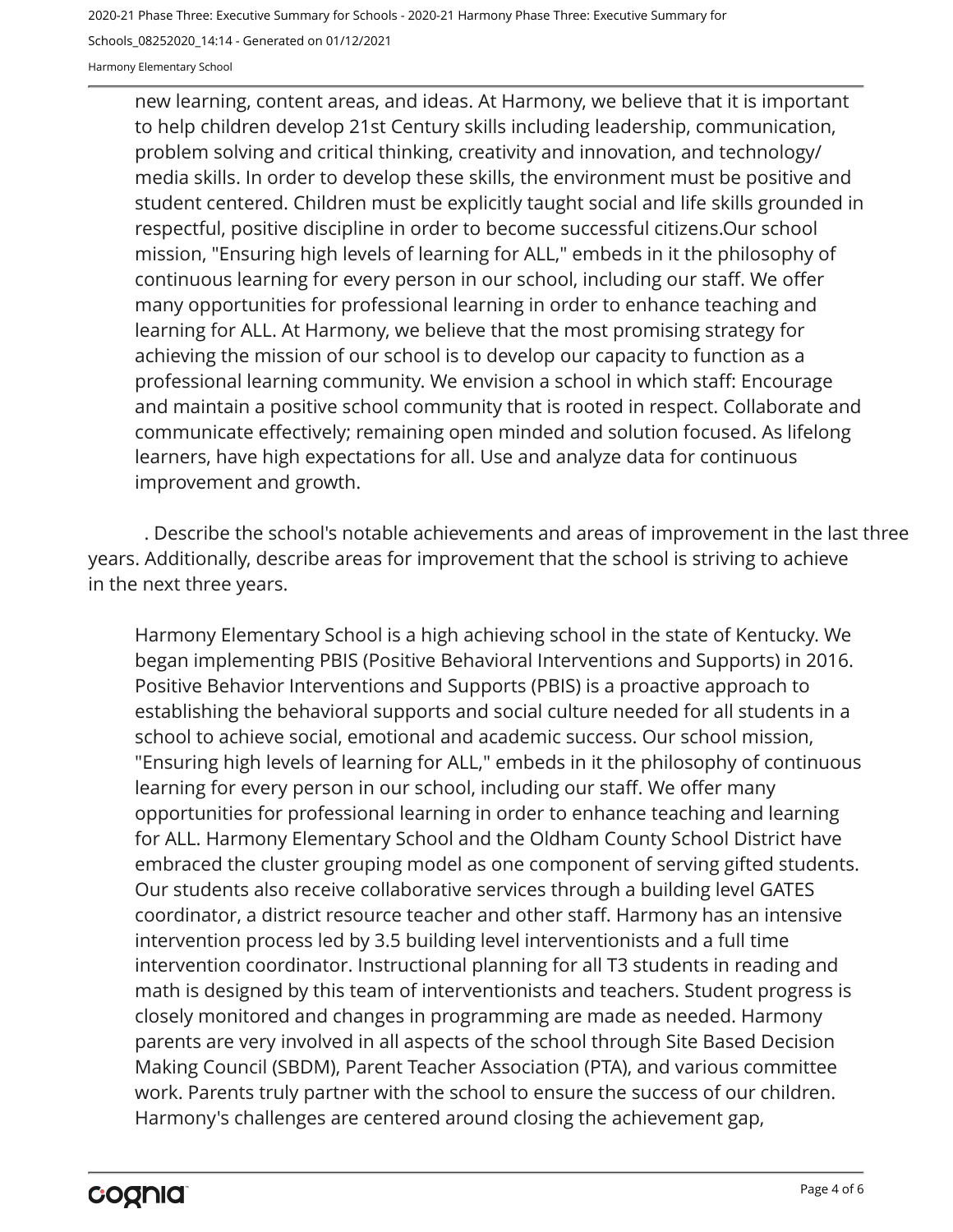new learning, content areas, and ideas. At Harmony, we believe that it is important to help children develop 21st Century skills including leadership, communication, problem solving and critical thinking, creativity and innovation, and technology/ media skills. In order to develop these skills, the environment must be positive and student centered. Children must be explicitly taught social and life skills grounded in respectful, positive discipline in order to become successful citizens.Our school mission, "Ensuring high levels of learning for ALL," embeds in it the philosophy of continuous learning for every person in our school, including our staff. We offer many opportunities for professional learning in order to enhance teaching and learning for ALL. At Harmony, we believe that the most promising strategy for achieving the mission of our school is to develop our capacity to function as a professional learning community. We envision a school in which staff: Encourage and maintain a positive school community that is rooted in respect. Collaborate and communicate effectively; remaining open minded and solution focused. As lifelong learners, have high expectations for all. Use and analyze data for continuous improvement and growth.

. Describe the school's notable achievements and areas of improvement in the last three years. Additionally, describe areas for improvement that the school is striving to achieve in the next three years.

Harmony Elementary School is a high achieving school in the state of Kentucky. We began implementing PBIS (Positive Behavioral Interventions and Supports) in 2016. Positive Behavior Interventions and Supports (PBIS) is a proactive approach to establishing the behavioral supports and social culture needed for all students in a school to achieve social, emotional and academic success. Our school mission, "Ensuring high levels of learning for ALL," embeds in it the philosophy of continuous learning for every person in our school, including our staff. We offer many opportunities for professional learning in order to enhance teaching and learning for ALL. Harmony Elementary School and the Oldham County School District have embraced the cluster grouping model as one component of serving gifted students. Our students also receive collaborative services through a building level GATES coordinator, a district resource teacher and other staff. Harmony has an intensive intervention process led by 3.5 building level interventionists and a full time intervention coordinator. Instructional planning for all T3 students in reading and math is designed by this team of interventionists and teachers. Student progress is closely monitored and changes in programming are made as needed. Harmony parents are very involved in all aspects of the school through Site Based Decision Making Council (SBDM), Parent Teacher Association (PTA), and various committee work. Parents truly partner with the school to ensure the success of our children. Harmony's challenges are centered around closing the achievement gap,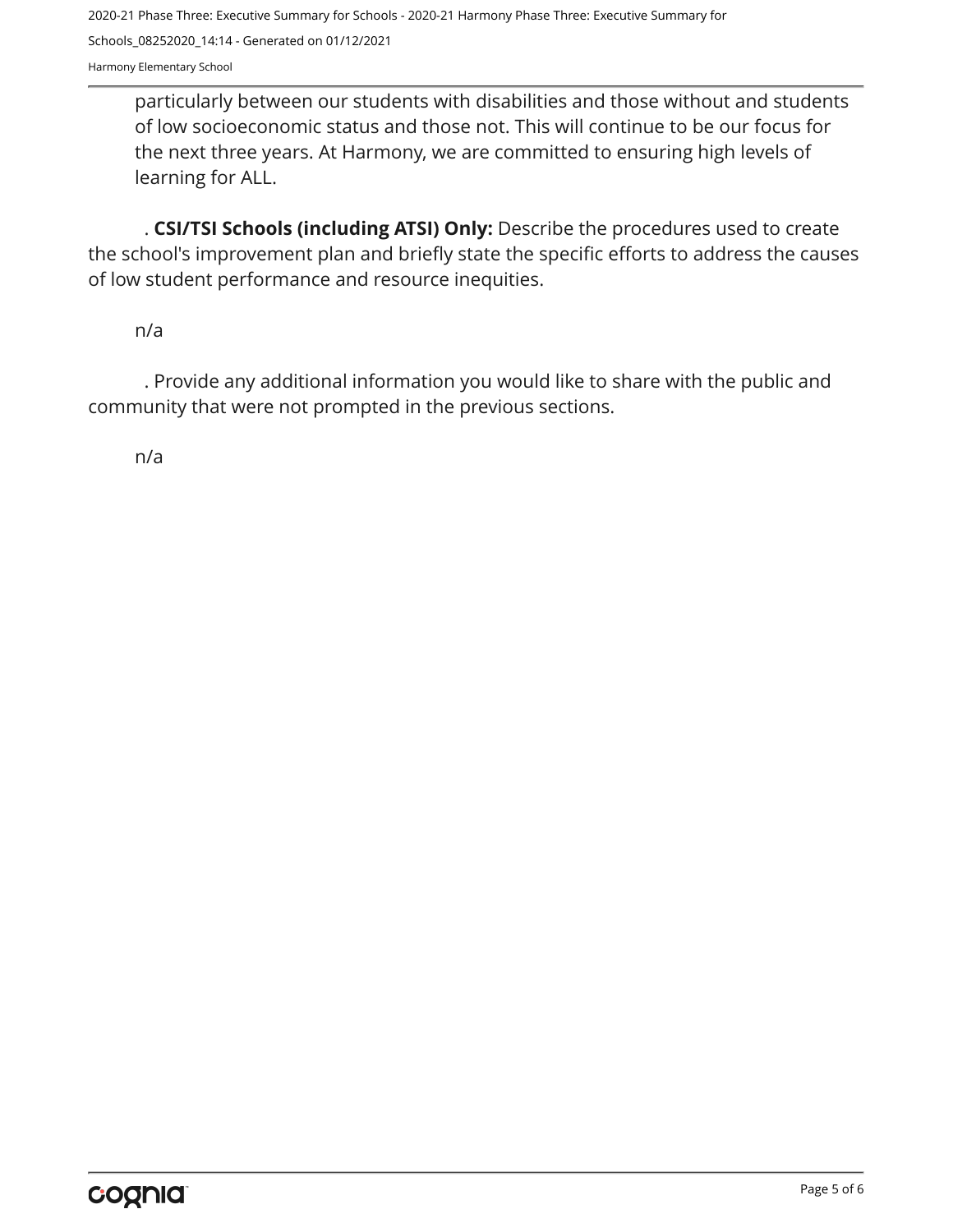particularly between our students with disabilities and those without and students of low socioeconomic status and those not. This will continue to be our focus for the next three years. At Harmony, we are committed to ensuring high levels of learning for ALL.

. **CSI/TSI Schools (including ATSI) Only:** Describe the procedures used to create the school's improvement plan and briefly state the specific efforts to address the causes of low student performance and resource inequities.

n/a

. Provide any additional information you would like to share with the public and community that were not prompted in the previous sections.

n/a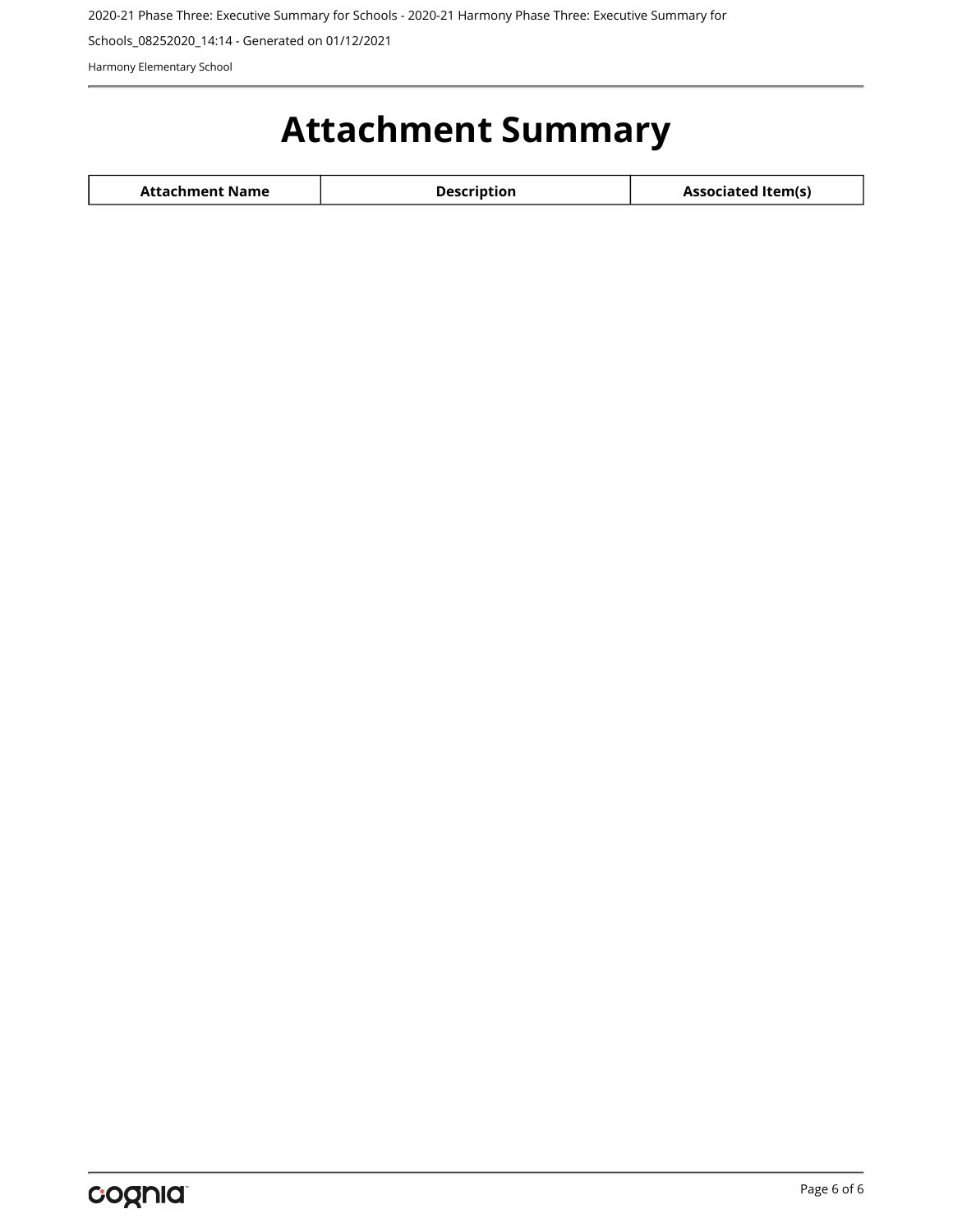# Attachment Summary

| Attachment Name | Description | Associated Item(s) |
| --- | --- | --- |